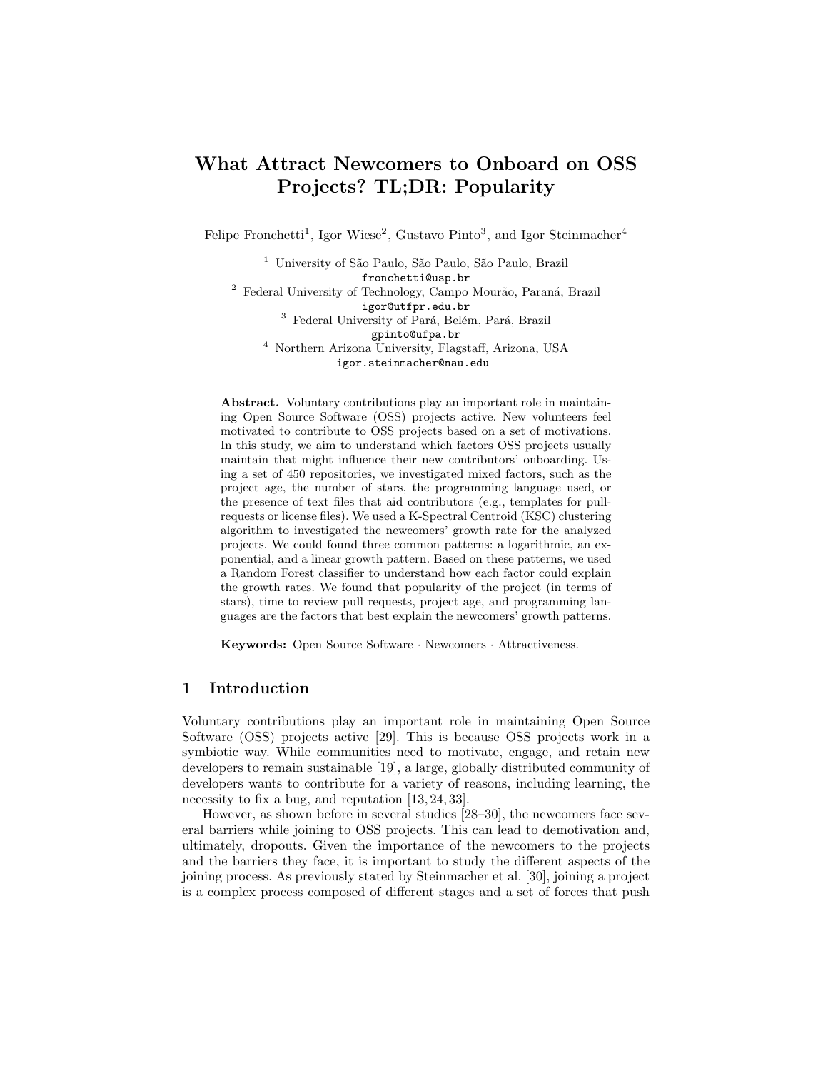# What Attract Newcomers to Onboard on OSS Projects? TL;DR: Popularity

Felipe Fronchetti[1], Igor Wiese[2], Gustavo Pinto[3], and Igor Steinmacher[4]

[1] University of São Paulo, São Paulo, São Paulo, Brazil
fronchetti@usp.br
[2] Federal University of Technology, Campo Mourão, Paraná, Brazil
igor@utfpr.edu.br
[3] Federal University of Pará, Belém, Pará, Brazil
gpinto@ufpa.br
[4] Northern Arizona University, Flagstaff, Arizona, USA
igor.steinmacher@nau.edu

**Abstract.** Voluntary contributions play an important role in maintaining Open Source Software (OSS) projects active. New volunteers feel motivated to contribute to OSS projects based on a set of motivations. In this study, we aim to understand which factors OSS projects usually maintain that might influence their new contributors' onboarding. Using a set of 450 repositories, we investigated mixed factors, such as the project age, the number of stars, the programming language used, or the presence of text files that aid contributors (e.g., templates for pull-requests or license files). We used a K-Spectral Centroid (KSC) clustering algorithm to investigated the newcomers' growth rate for the analyzed projects. We could found three common patterns: a logarithmic, an exponential, and a linear growth pattern. Based on these patterns, we used a Random Forest classifier to understand how each factor could explain the growth rates. We found that popularity of the project (in terms of stars), time to review pull requests, project age, and programming languages are the factors that best explain the newcomers' growth patterns.

**Keywords:** Open Source Software · Newcomers · Attractiveness.

## 1 Introduction

Voluntary contributions play an important role in maintaining Open Source Software (OSS) projects active [29]. This is because OSS projects work in a symbiotic way. While communities need to motivate, engage, and retain new developers to remain sustainable [19], a large, globally distributed community of developers wants to contribute for a variety of reasons, including learning, the necessity to fix a bug, and reputation [13, 24, 33].

However, as shown before in several studies [28–30], the newcomers face several barriers while joining to OSS projects. This can lead to demotivation and, ultimately, dropouts. Given the importance of the newcomers to the projects and the barriers they face, it is important to study the different aspects of the joining process. As previously stated by Steinmacher et al. [30], joining a project is a complex process composed of different stages and a set of forces that push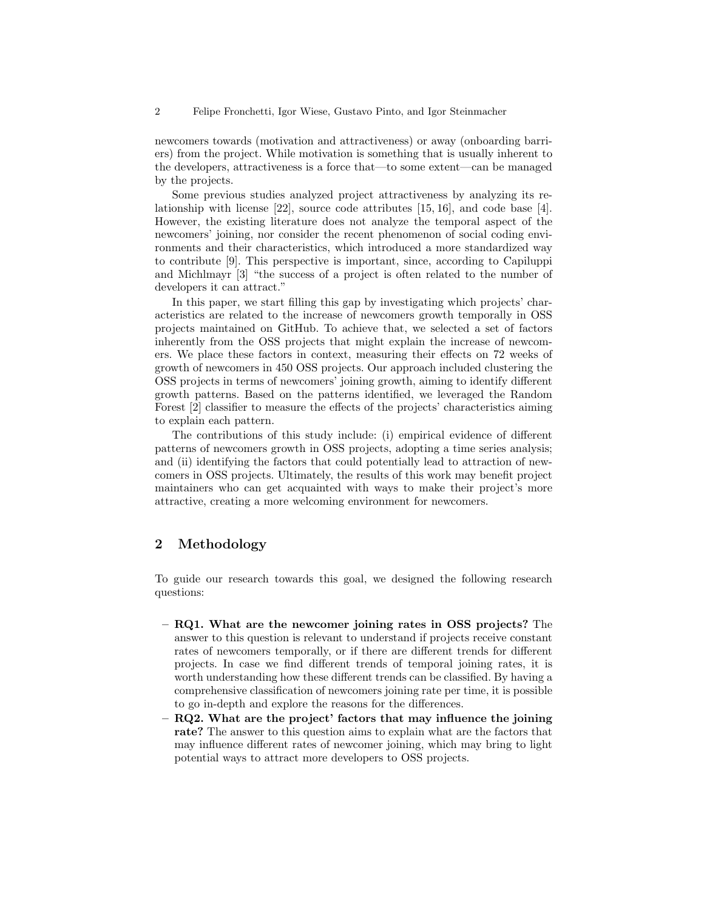newcomers towards (motivation and attractiveness) or away (onboarding barriers) from the project. While motivation is something that is usually inherent to the developers, attractiveness is a force that—to some extent—can be managed by the projects.

Some previous studies analyzed project attractiveness by analyzing its relationship with license [22], source code attributes [15, 16], and code base [4]. However, the existing literature does not analyze the temporal aspect of the newcomers' joining, nor consider the recent phenomenon of social coding environments and their characteristics, which introduced a more standardized way to contribute [9]. This perspective is important, since, according to Capiluppi and Michlmayr [3] "the success of a project is often related to the number of developers it can attract."

In this paper, we start filling this gap by investigating which projects' characteristics are related to the increase of newcomers growth temporally in OSS projects maintained on GitHub. To achieve that, we selected a set of factors inherently from the OSS projects that might explain the increase of newcomers. We place these factors in context, measuring their effects on 72 weeks of growth of newcomers in 450 OSS projects. Our approach included clustering the OSS projects in terms of newcomers' joining growth, aiming to identify different growth patterns. Based on the patterns identified, we leveraged the Random Forest [2] classifier to measure the effects of the projects' characteristics aiming to explain each pattern.

The contributions of this study include: (i) empirical evidence of different patterns of newcomers growth in OSS projects, adopting a time series analysis; and (ii) identifying the factors that could potentially lead to attraction of newcomers in OSS projects. Ultimately, the results of this work may benefit project maintainers who can get acquainted with ways to make their project's more attractive, creating a more welcoming environment for newcomers.

## 2 Methodology

To guide our research towards this goal, we designed the following research questions:

- **RQ1. What are the newcomer joining rates in OSS projects?** The answer to this question is relevant to understand if projects receive constant rates of newcomers temporally, or if there are different trends for different projects. In case we find different trends of temporal joining rates, it is worth understanding how these different trends can be classified. By having a comprehensive classification of newcomers joining rate per time, it is possible to go in-depth and explore the reasons for the differences.
- **RQ2. What are the project' factors that may influence the joining rate?** The answer to this question aims to explain what are the factors that may influence different rates of newcomer joining, which may bring to light potential ways to attract more developers to OSS projects.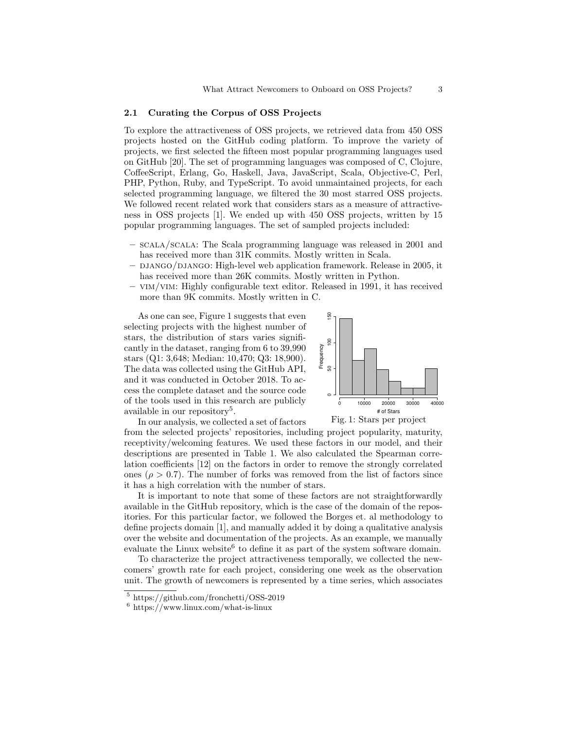### 2.1 Curating the Corpus of OSS Projects

To explore the attractiveness of OSS projects, we retrieved data from 450 OSS projects hosted on the GitHub coding platform. To improve the variety of projects, we first selected the fifteen most popular programming languages used on GitHub [20]. The set of programming languages was composed of C, Clojure, CoffeeScript, Erlang, Go, Haskell, Java, JavaScript, Scala, Objective-C, Perl, PHP, Python, Ruby, and TypeScript. To avoid unmaintained projects, for each selected programming language, we filtered the 30 most starred OSS projects. We followed recent related work that considers stars as a measure of attractiveness in OSS projects [1]. We ended up with 450 OSS projects, written by 15 popular programming languages. The set of sampled projects included:

- SCALA/SCALA: The Scala programming language was released in 2001 and has received more than 31K commits. Mostly written in Scala.
- DJANGO/DJANGO: High-level web application framework. Release in 2005, it has received more than 26K commits. Mostly written in Python.
- VIM/VIM: Highly configurable text editor. Released in 1991, it has received more than 9K commits. Mostly written in C.

As one can see, Figure 1 suggests that even selecting projects with the highest number of stars, the distribution of stars varies significantly in the dataset, ranging from 6 to 39,990 stars (Q1: 3,648; Median: 10,470; Q3: 18,900). The data was collected using the GitHub API, and it was conducted in October 2018. To access the complete dataset and the source code of the tools used in this research are publicly available in our repository[5].

Fig. 1: Stars per project

In our analysis, we collected a set of factors from the selected projects' repositories, including project popularity, maturity, receptivity/welcoming features. We used these factors in our model, and their descriptions are presented in Table 1. We also calculated the Spearman correlation coefficients [12] on the factors in order to remove the strongly correlated ones ($\rho > 0.7$). The number of forks was removed from the list of factors since it has a high correlation with the number of stars.

It is important to note that some of these factors are not straightforwardly available in the GitHub repository, which is the case of the domain of the repositories. For this particular factor, we followed the Borges et. al methodology to define projects domain [1], and manually added it by doing a qualitative analysis over the website and documentation of the projects. As an example, we manually evaluate the Linux website[6] to define it as part of the system software domain.

To characterize the project attractiveness temporally, we collected the newcomers' growth rate for each project, considering one week as the observation unit. The growth of newcomers is represented by a time series, which associates

---

[5] https://github.com/fronchetti/OSS-2019

[6] https://www.linux.com/what-is-linux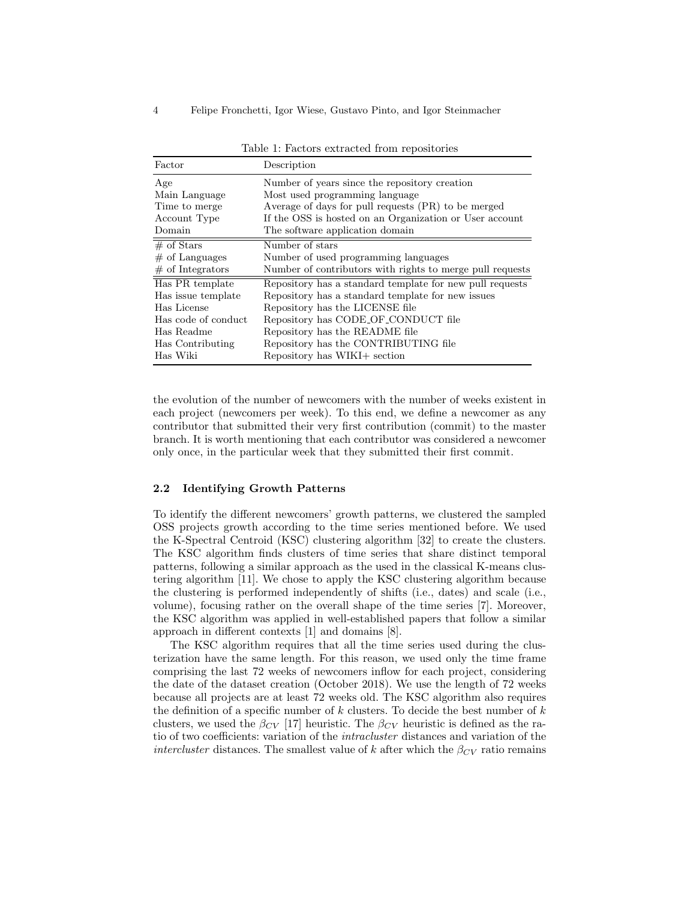Table 1: Factors extracted from repositories

| Factor | Description |
| --- | --- |
| Age | Number of years since the repository creation |
| Main Language | Most used programming language |
| Time to merge | Average of days for pull requests (PR) to be merged |
| Account Type | If the OSS is hosted on an Organization or User account |
| Domain | The software application domain |
| # of Stars | Number of stars |
| # of Languages | Number of used programming languages |
| # of Integrators | Number of contributors with rights to merge pull requests |
| Has PR template | Repository has a standard template for new pull requests |
| Has issue template | Repository has a standard template for new issues |
| Has License | Repository has the LICENSE file |
| Has code of conduct | Repository has CODE_OF_CONDUCT file |
| Has Readme | Repository has the README file |
| Has Contributing | Repository has the CONTRIBUTING file |
| Has Wiki | Repository has WIKI+ section |

the evolution of the number of newcomers with the number of weeks existent in each project (newcomers per week). To this end, we define a newcomer as any contributor that submitted their very first contribution (commit) to the master branch. It is worth mentioning that each contributor was considered a newcomer only once, in the particular week that they submitted their first commit.

### 2.2 Identifying Growth Patterns

To identify the different newcomers' growth patterns, we clustered the sampled OSS projects growth according to the time series mentioned before. We used the K-Spectral Centroid (KSC) clustering algorithm [32] to create the clusters. The KSC algorithm finds clusters of time series that share distinct temporal patterns, following a similar approach as the used in the classical K-means clustering algorithm [11]. We chose to apply the KSC clustering algorithm because the clustering is performed independently of shifts (i.e., dates) and scale (i.e., volume), focusing rather on the overall shape of the time series [7]. Moreover, the KSC algorithm was applied in well-established papers that follow a similar approach in different contexts [1] and domains [8].

The KSC algorithm requires that all the time series used during the clusterization have the same length. For this reason, we used only the time frame comprising the last 72 weeks of newcomers inflow for each project, considering the date of the dataset creation (October 2018). We use the length of 72 weeks because all projects are at least 72 weeks old. The KSC algorithm also requires the definition of a specific number of $k$ clusters. To decide the best number of $k$ clusters, we used the $\beta_{CV}$ [17] heuristic. The $\beta_{CV}$ heuristic is defined as the ratio of two coefficients: variation of the *intracluster* distances and variation of the *intercluster* distances. The smallest value of $k$ after which the $\beta_{CV}$ ratio remains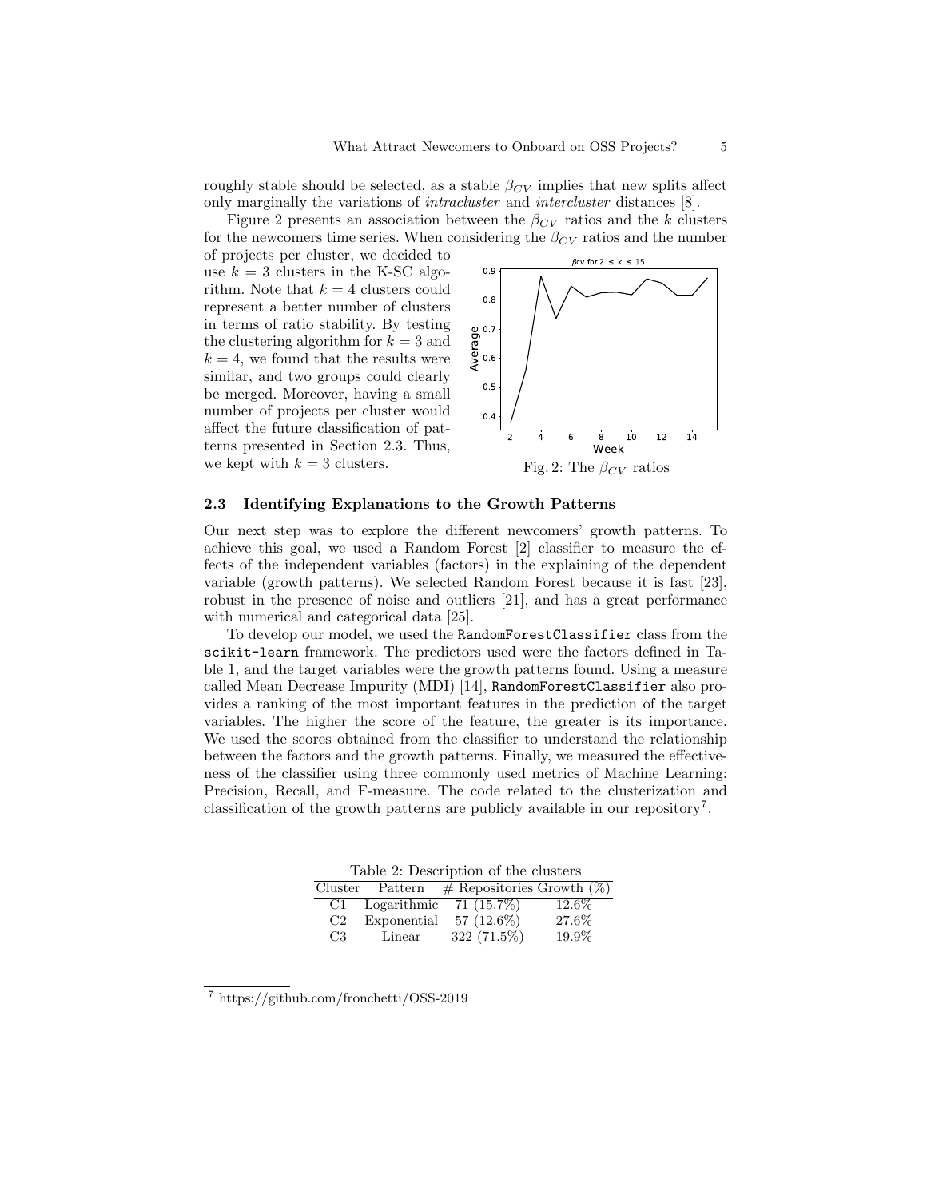roughly stable should be selected, as a stable $\beta_{CV}$ implies that new splits affect only marginally the variations of *intracluster* and *intercluster* distances [8].

Figure 2 presents an association between the $\beta_{CV}$ ratios and the $k$ clusters for the newcomers time series. When considering the $\beta_{CV}$ ratios and the number of projects per cluster, we decided to use $k = 3$ clusters in the K-SC algorithm. Note that $k = 4$ clusters could represent a better number of clusters in terms of ratio stability. By testing the clustering algorithm for $k = 3$ and $k = 4$, we found that the results were similar, and two groups could clearly be merged. Moreover, having a small number of projects per cluster would affect the future classification of patterns presented in Section 2.3. Thus, we kept with $k = 3$ clusters.

Fig. 2: The $\beta_{CV}$ ratios

### 2.3 Identifying Explanations to the Growth Patterns

Our next step was to explore the different newcomers' growth patterns. To achieve this goal, we used a Random Forest [2] classifier to measure the effects of the independent variables (factors) in the explaining of the dependent variable (growth patterns). We selected Random Forest because it is fast [23], robust in the presence of noise and outliers [21], and has a great performance with numerical and categorical data [25].

To develop our model, we used the `RandomForestClassifier` class from the `scikit-learn` framework. The predictors used were the factors defined in Table 1, and the target variables were the growth patterns found. Using a measure called Mean Decrease Impurity (MDI) [14], `RandomForestClassifier` also provides a ranking of the most important features in the prediction of the target variables. The higher the score of the feature, the greater is its importance. We used the scores obtained from the classifier to understand the relationship between the factors and the growth patterns. Finally, we measured the effectiveness of the classifier using three commonly used metrics of Machine Learning: Precision, Recall, and F-measure. The code related to the clusterization and classification of the growth patterns are publicly available in our repository[7].

Table 2: Description of the clusters

| Cluster | Pattern | # Repositories | Growth (%) |
|---|---|---|---|
| C1 | Logarithmic | 71 (15.7%) | 12.6% |
| C2 | Exponential | 57 (12.6%) | 27.6% |
| C3 | Linear | 322 (71.5%) | 19.9% |

[7] https://github.com/fronchetti/OSS-2019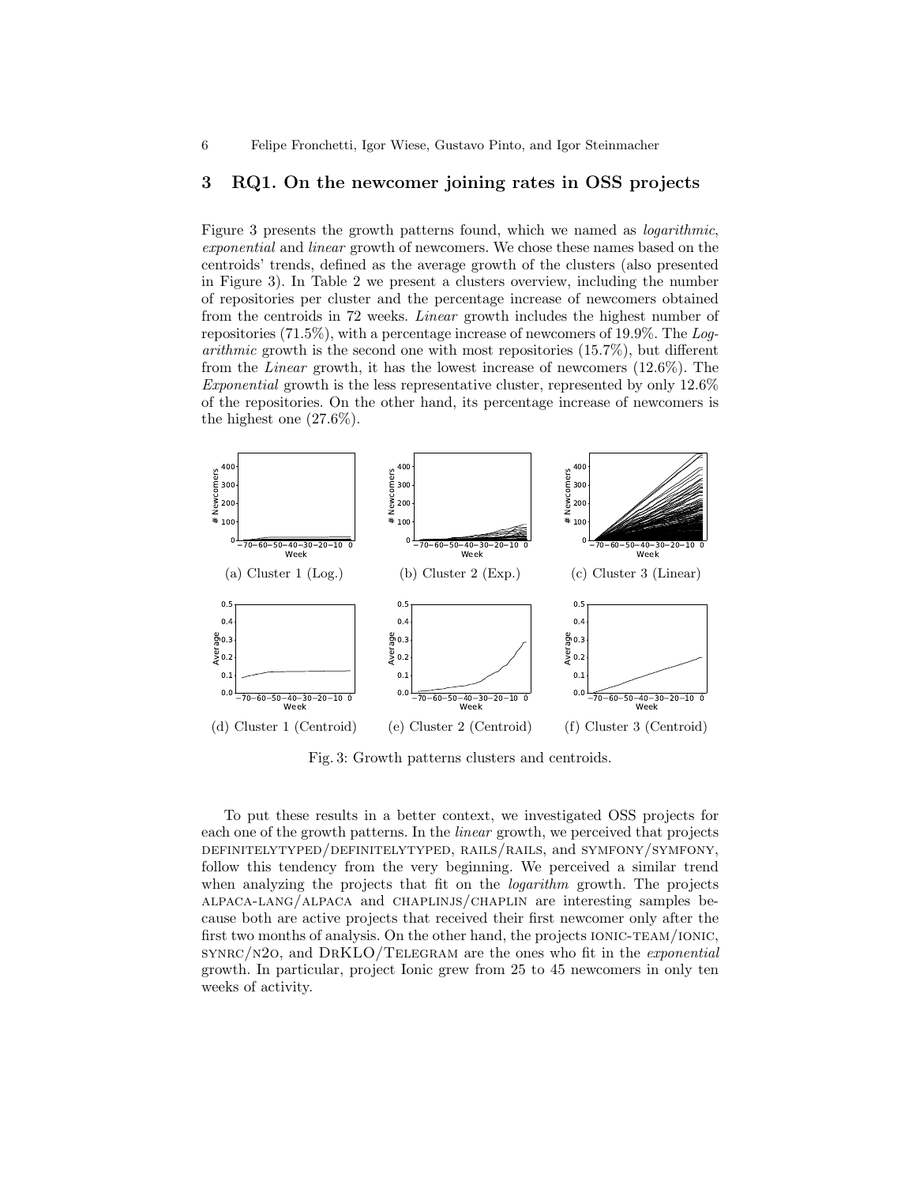## 3 RQ1. On the newcomer joining rates in OSS projects

Figure 3 presents the growth patterns found, which we named as *logarithmic*, *exponential* and *linear* growth of newcomers. We chose these names based on the centroids' trends, defined as the average growth of the clusters (also presented in Figure 3). In Table 2 we present a clusters overview, including the number of repositories per cluster and the percentage increase of newcomers obtained from the centroids in 72 weeks. *Linear* growth includes the highest number of repositories (71.5%), with a percentage increase of newcomers of 19.9%. The *Logarithmic* growth is the second one with most repositories (15.7%), but different from the *Linear* growth, it has the lowest increase of newcomers (12.6%). The *Exponential* growth is the less representative cluster, represented by only 12.6% of the repositories. On the other hand, its percentage increase of newcomers is the highest one (27.6%).

(a) Cluster 1 (Log.) (b) Cluster 2 (Exp.) (c) Cluster 3 (Linear)

(d) Cluster 1 (Centroid) (e) Cluster 2 (Centroid) (f) Cluster 3 (Centroid)

Fig. 3: Growth patterns clusters and centroids.

To put these results in a better context, we investigated OSS projects for each one of the growth patterns. In the *linear* growth, we perceived that projects DEFINITELYTYPED/DEFINITELYTYPED, RAILS/RAILS, and SYMFONY/SYMFONY, follow this tendency from the very beginning. We perceived a similar trend when analyzing the projects that fit on the *logarithm* growth. The projects ALPACA-LANG/ALPACA and CHAPLINJS/CHAPLIN are interesting samples because both are active projects that received their first newcomer only after the first two months of analysis. On the other hand, the projects IONIC-TEAM/IONIC, SYNRC/N2O, and DRKLO/TELEGRAM are the ones who fit in the *exponential* growth. In particular, project Ionic grew from 25 to 45 newcomers in only ten weeks of activity.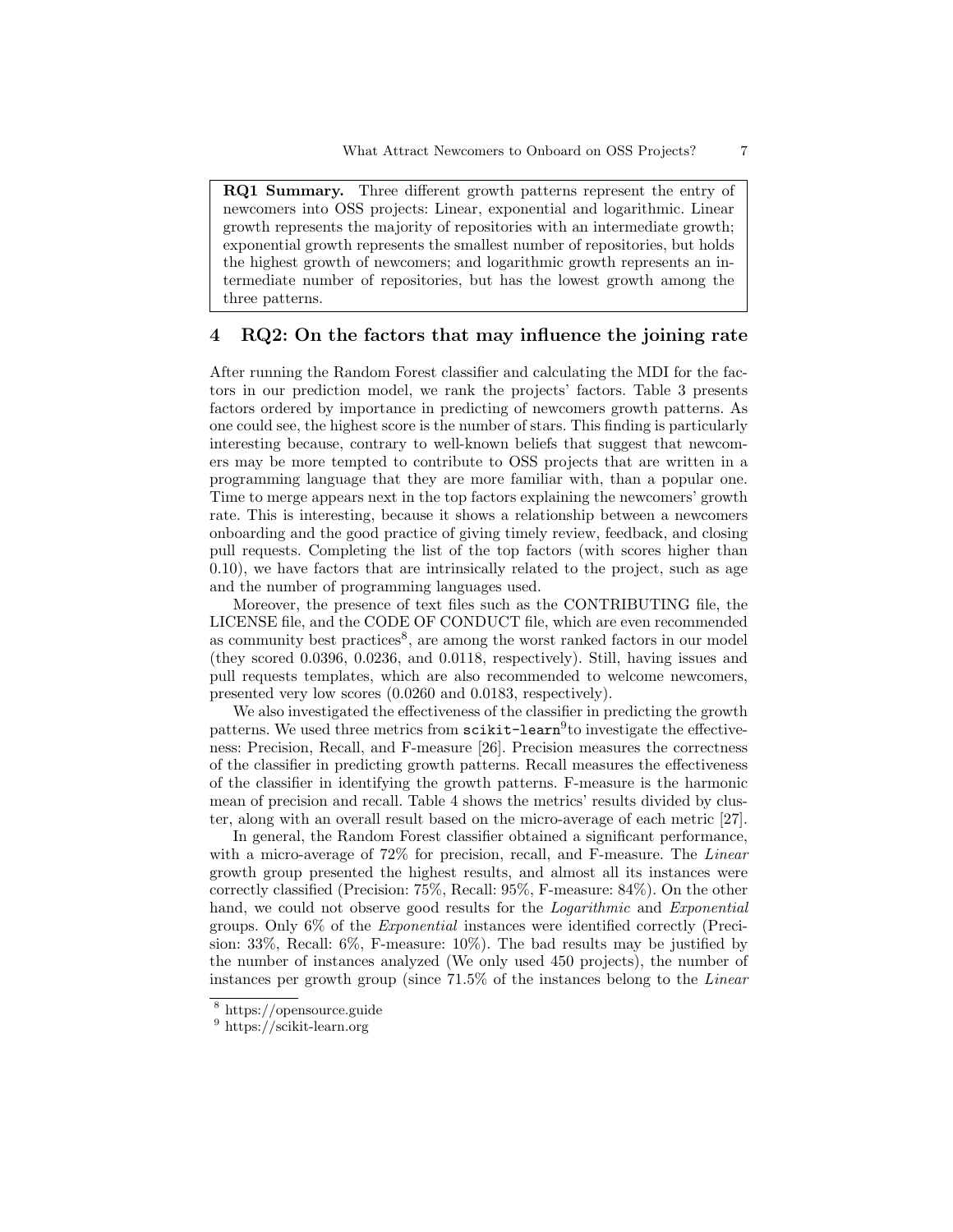**RQ1 Summary.** Three different growth patterns represent the entry of newcomers into OSS projects: Linear, exponential and logarithmic. Linear growth represents the majority of repositories with an intermediate growth; exponential growth represents the smallest number of repositories, but holds the highest growth of newcomers; and logarithmic growth represents an intermediate number of repositories, but has the lowest growth among the three patterns.

## 4 RQ2: On the factors that may influence the joining rate

After running the Random Forest classifier and calculating the MDI for the factors in our prediction model, we rank the projects' factors. Table 3 presents factors ordered by importance in predicting of newcomers growth patterns. As one could see, the highest score is the number of stars. This finding is particularly interesting because, contrary to well-known beliefs that suggest that newcomers may be more tempted to contribute to OSS projects that are written in a programming language that they are more familiar with, than a popular one. Time to merge appears next in the top factors explaining the newcomers' growth rate. This is interesting, because it shows a relationship between a newcomers onboarding and the good practice of giving timely review, feedback, and closing pull requests. Completing the list of the top factors (with scores higher than 0.10), we have factors that are intrinsically related to the project, such as age and the number of programming languages used.

Moreover, the presence of text files such as the CONTRIBUTING file, the LICENSE file, and the CODE OF CONDUCT file, which are even recommended as community best practices[8], are among the worst ranked factors in our model (they scored 0.0396, 0.0236, and 0.0118, respectively). Still, having issues and pull requests templates, which are also recommended to welcome newcomers, presented very low scores (0.0260 and 0.0183, respectively).

We also investigated the effectiveness of the classifier in predicting the growth patterns. We used three metrics from `scikit-learn`[9]to investigate the effectiveness: Precision, Recall, and F-measure [26]. Precision measures the correctness of the classifier in predicting growth patterns. Recall measures the effectiveness of the classifier in identifying the growth patterns. F-measure is the harmonic mean of precision and recall. Table 4 shows the metrics' results divided by cluster, along with an overall result based on the micro-average of each metric [27].

In general, the Random Forest classifier obtained a significant performance, with a micro-average of 72% for precision, recall, and F-measure. The *Linear* growth group presented the highest results, and almost all its instances were correctly classified (Precision: 75%, Recall: 95%, F-measure: 84%). On the other hand, we could not observe good results for the *Logarithmic* and *Exponential* groups. Only 6% of the *Exponential* instances were identified correctly (Precision: 33%, Recall: 6%, F-measure: 10%). The bad results may be justified by the number of instances analyzed (We only used 450 projects), the number of instances per growth group (since 71.5% of the instances belong to the *Linear*

---

[8] https://opensource.guide

[9] https://scikit-learn.org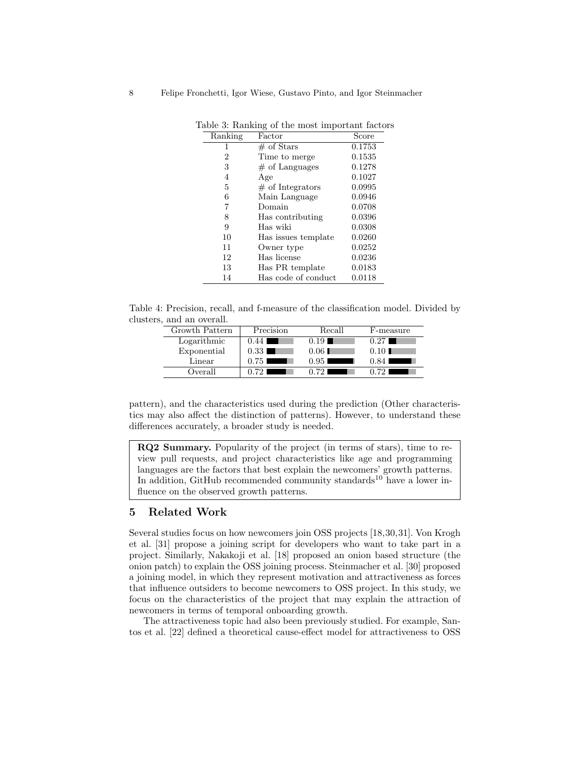Table 3: Ranking of the most important factors

| Ranking | Factor | Score |
|---|---|---|
| 1 | # of Stars | 0.1753 |
| 2 | Time to merge | 0.1535 |
| 3 | # of Languages | 0.1278 |
| 4 | Age | 0.1027 |
| 5 | # of Integrators | 0.0995 |
| 6 | Main Language | 0.0946 |
| 7 | Domain | 0.0708 |
| 8 | Has contributing | 0.0396 |
| 9 | Has wiki | 0.0308 |
| 10 | Has issues template | 0.0260 |
| 11 | Owner type | 0.0252 |
| 12 | Has license | 0.0236 |
| 13 | Has PR template | 0.0183 |
| 14 | Has code of conduct | 0.0118 |

Table 4: Precision, recall, and f-measure of the classification model. Divided by clusters, and an overall.

| Growth Pattern | Precision | Recall | F-measure |
|---|---|---|---|
| Logarithmic | 0.44 | 0.19 | 0.27 |
| Exponential | 0.33 | 0.06 | 0.10 |
| Linear | 0.75 | 0.95 | 0.84 |
| Overall | 0.72 | 0.72 | 0.72 |

pattern), and the characteristics used during the prediction (Other characteristics may also affect the distinction of patterns). However, to understand these differences accurately, a broader study is needed.

> **RQ2 Summary.** Popularity of the project (in terms of stars), time to review pull requests, and project characteristics like age and programming languages are the factors that best explain the newcomers' growth patterns. In addition, GitHub recommended community standards[10] have a lower influence on the observed growth patterns.

## 5 Related Work

Several studies focus on how newcomers join OSS projects [18,30,31]. Von Krogh et al. [31] propose a joining script for developers who want to take part in a project. Similarly, Nakakoji et al. [18] proposed an onion based structure (the onion patch) to explain the OSS joining process. Steinmacher et al. [30] proposed a joining model, in which they represent motivation and attractiveness as forces that influence outsiders to become newcomers to OSS project. In this study, we focus on the characteristics of the project that may explain the attraction of newcomers in terms of temporal onboarding growth.

The attractiveness topic had also been previously studied. For example, Santos et al. [22] defined a theoretical cause-effect model for attractiveness to OSS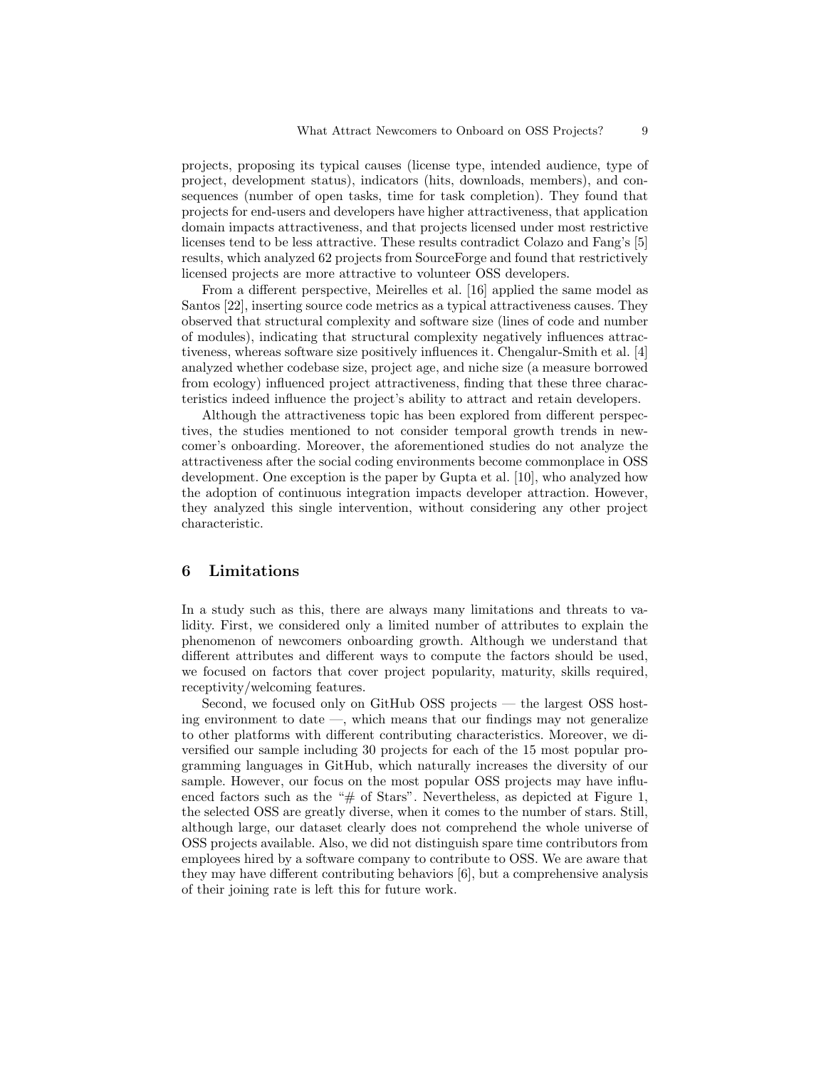projects, proposing its typical causes (license type, intended audience, type of project, development status), indicators (hits, downloads, members), and consequences (number of open tasks, time for task completion). They found that projects for end-users and developers have higher attractiveness, that application domain impacts attractiveness, and that projects licensed under most restrictive licenses tend to be less attractive. These results contradict Colazo and Fang's [5] results, which analyzed 62 projects from SourceForge and found that restrictively licensed projects are more attractive to volunteer OSS developers.

From a different perspective, Meirelles et al. [16] applied the same model as Santos [22], inserting source code metrics as a typical attractiveness causes. They observed that structural complexity and software size (lines of code and number of modules), indicating that structural complexity negatively influences attractiveness, whereas software size positively influences it. Chengalur-Smith et al. [4] analyzed whether codebase size, project age, and niche size (a measure borrowed from ecology) influenced project attractiveness, finding that these three characteristics indeed influence the project's ability to attract and retain developers.

Although the attractiveness topic has been explored from different perspectives, the studies mentioned to not consider temporal growth trends in newcomer's onboarding. Moreover, the aforementioned studies do not analyze the attractiveness after the social coding environments become commonplace in OSS development. One exception is the paper by Gupta et al. [10], who analyzed how the adoption of continuous integration impacts developer attraction. However, they analyzed this single intervention, without considering any other project characteristic.

## 6 Limitations

In a study such as this, there are always many limitations and threats to validity. First, we considered only a limited number of attributes to explain the phenomenon of newcomers onboarding growth. Although we understand that different attributes and different ways to compute the factors should be used, we focused on factors that cover project popularity, maturity, skills required, receptivity/welcoming features.

Second, we focused only on GitHub OSS projects — the largest OSS hosting environment to date —, which means that our findings may not generalize to other platforms with different contributing characteristics. Moreover, we diversified our sample including 30 projects for each of the 15 most popular programming languages in GitHub, which naturally increases the diversity of our sample. However, our focus on the most popular OSS projects may have influenced factors such as the "# of Stars". Nevertheless, as depicted at Figure 1, the selected OSS are greatly diverse, when it comes to the number of stars. Still, although large, our dataset clearly does not comprehend the whole universe of OSS projects available. Also, we did not distinguish spare time contributors from employees hired by a software company to contribute to OSS. We are aware that they may have different contributing behaviors [6], but a comprehensive analysis of their joining rate is left this for future work.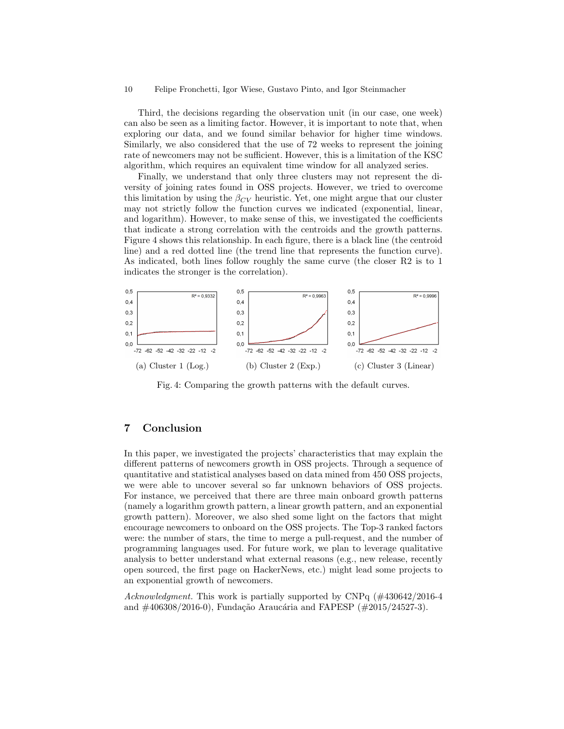Third, the decisions regarding the observation unit (in our case, one week) can also be seen as a limiting factor. However, it is important to note that, when exploring our data, and we found similar behavior for higher time windows. Similarly, we also considered that the use of 72 weeks to represent the joining rate of newcomers may not be sufficient. However, this is a limitation of the KSC algorithm, which requires an equivalent time window for all analyzed series.

Finally, we understand that only three clusters may not represent the diversity of joining rates found in OSS projects. However, we tried to overcome this limitation by using the $\beta_{CV}$ heuristic. Yet, one might argue that our cluster may not strictly follow the function curves we indicated (exponential, linear, and logarithm). However, to make sense of this, we investigated the coefficients that indicate a strong correlation with the centroids and the growth patterns. Figure 4 shows this relationship. In each figure, there is a black line (the centroid line) and a red dotted line (the trend line that represents the function curve). As indicated, both lines follow roughly the same curve (the closer R2 is to 1 indicates the stronger is the correlation).

(a) Cluster 1 (Log.) — $R^2 = 0{,}9332$

(b) Cluster 2 (Exp.) — $R^2 = 0{,}9963$

(c) Cluster 3 (Linear) — $R^2 = 0{,}9996$

Fig. 4: Comparing the growth patterns with the default curves.

## 7 Conclusion

In this paper, we investigated the projects' characteristics that may explain the different patterns of newcomers growth in OSS projects. Through a sequence of quantitative and statistical analyses based on data mined from 450 OSS projects, we were able to uncover several so far unknown behaviors of OSS projects. For instance, we perceived that there are three main onboard growth patterns (namely a logarithm growth pattern, a linear growth pattern, and an exponential growth pattern). Moreover, we also shed some light on the factors that might encourage newcomers to onboard on the OSS projects. The Top-3 ranked factors were: the number of stars, the time to merge a pull-request, and the number of programming languages used. For future work, we plan to leverage qualitative analysis to better understand what external reasons (e.g., new release, recently open sourced, the first page on HackerNews, etc.) might lead some projects to an exponential growth of newcomers.

*Acknowledgment.* This work is partially supported by CNPq (#430642/2016-4 and #406308/2016-0), Fundação Araucária and FAPESP (#2015/24527-3).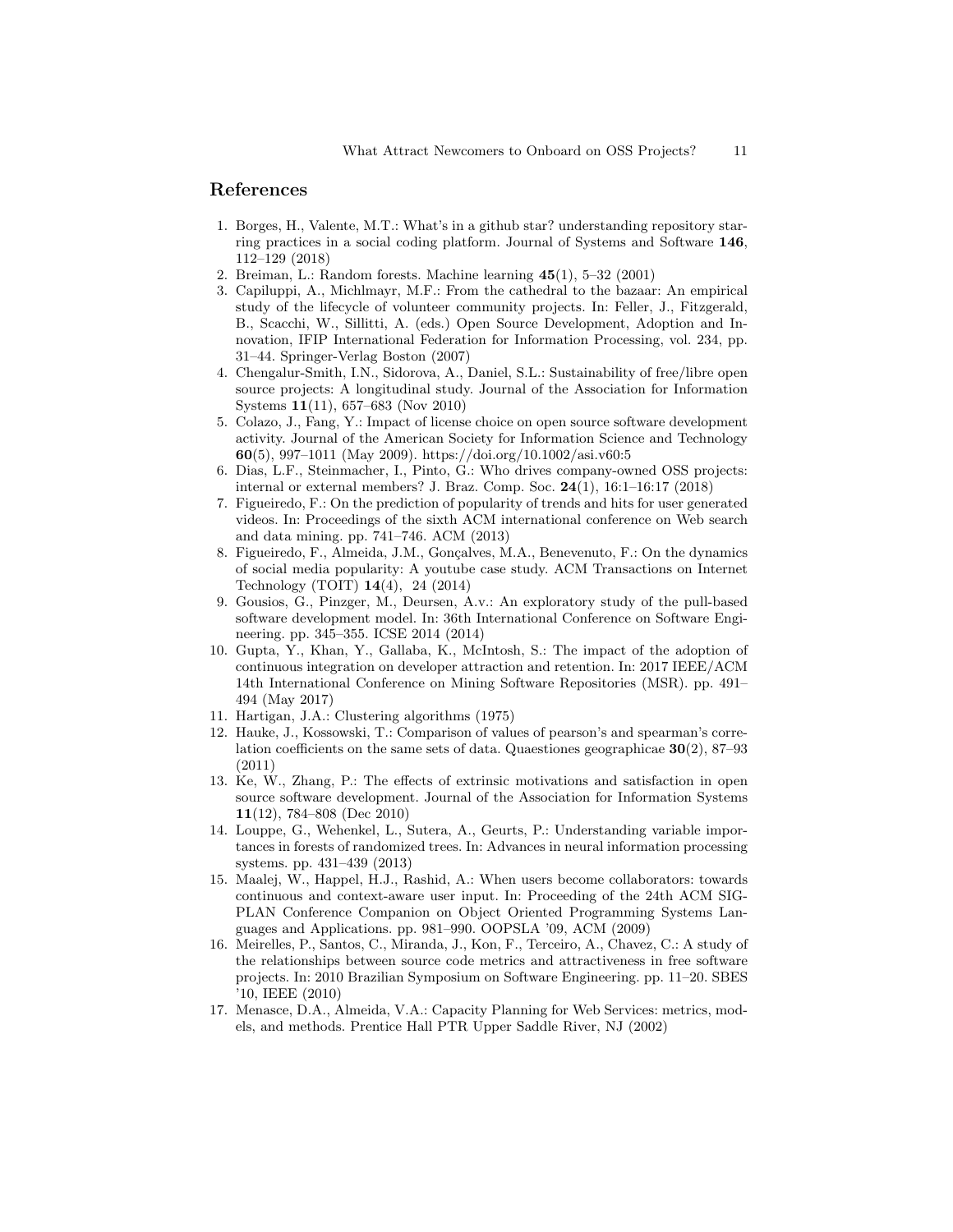## References

1. Borges, H., Valente, M.T.: What's in a github star? understanding repository starring practices in a social coding platform. Journal of Systems and Software **146**, 112–129 (2018)
2. Breiman, L.: Random forests. Machine learning **45**(1), 5–32 (2001)
3. Capiluppi, A., Michlmayr, M.F.: From the cathedral to the bazaar: An empirical study of the lifecycle of volunteer community projects. In: Feller, J., Fitzgerald, B., Scacchi, W., Sillitti, A. (eds.) Open Source Development, Adoption and Innovation, IFIP International Federation for Information Processing, vol. 234, pp. 31–44. Springer-Verlag Boston (2007)
4. Chengalur-Smith, I.N., Sidorova, A., Daniel, S.L.: Sustainability of free/libre open source projects: A longitudinal study. Journal of the Association for Information Systems **11**(11), 657–683 (Nov 2010)
5. Colazo, J., Fang, Y.: Impact of license choice on open source software development activity. Journal of the American Society for Information Science and Technology **60**(5), 997–1011 (May 2009). https://doi.org/10.1002/asi.v60:5
6. Dias, L.F., Steinmacher, I., Pinto, G.: Who drives company-owned OSS projects: internal or external members? J. Braz. Comp. Soc. **24**(1), 16:1–16:17 (2018)
7. Figueiredo, F.: On the prediction of popularity of trends and hits for user generated videos. In: Proceedings of the sixth ACM international conference on Web search and data mining. pp. 741–746. ACM (2013)
8. Figueiredo, F., Almeida, J.M., Gonçalves, M.A., Benevenuto, F.: On the dynamics of social media popularity: A youtube case study. ACM Transactions on Internet Technology (TOIT) **14**(4), 24 (2014)
9. Gousios, G., Pinzger, M., Deursen, A.v.: An exploratory study of the pull-based software development model. In: 36th International Conference on Software Engineering. pp. 345–355. ICSE 2014 (2014)
10. Gupta, Y., Khan, Y., Gallaba, K., McIntosh, S.: The impact of the adoption of continuous integration on developer attraction and retention. In: 2017 IEEE/ACM 14th International Conference on Mining Software Repositories (MSR). pp. 491–494 (May 2017)
11. Hartigan, J.A.: Clustering algorithms (1975)
12. Hauke, J., Kossowski, T.: Comparison of values of pearson's and spearman's correlation coefficients on the same sets of data. Quaestiones geographicae **30**(2), 87–93 (2011)
13. Ke, W., Zhang, P.: The effects of extrinsic motivations and satisfaction in open source software development. Journal of the Association for Information Systems **11**(12), 784–808 (Dec 2010)
14. Louppe, G., Wehenkel, L., Sutera, A., Geurts, P.: Understanding variable importances in forests of randomized trees. In: Advances in neural information processing systems. pp. 431–439 (2013)
15. Maalej, W., Happel, H.J., Rashid, A.: When users become collaborators: towards continuous and context-aware user input. In: Proceeding of the 24th ACM SIGPLAN Conference Companion on Object Oriented Programming Systems Languages and Applications. pp. 981–990. OOPSLA '09, ACM (2009)
16. Meirelles, P., Santos, C., Miranda, J., Kon, F., Terceiro, A., Chavez, C.: A study of the relationships between source code metrics and attractiveness in free software projects. In: 2010 Brazilian Symposium on Software Engineering. pp. 11–20. SBES '10, IEEE (2010)
17. Menasce, D.A., Almeida, V.A.: Capacity Planning for Web Services: metrics, models, and methods. Prentice Hall PTR Upper Saddle River, NJ (2002)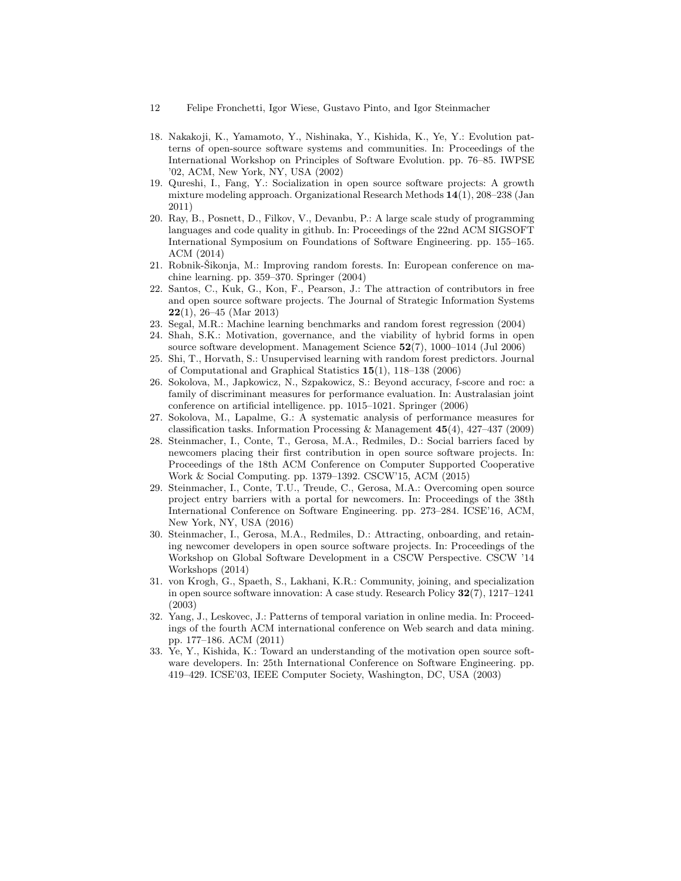18. Nakakoji, K., Yamamoto, Y., Nishinaka, Y., Kishida, K., Ye, Y.: Evolution patterns of open-source software systems and communities. In: Proceedings of the International Workshop on Principles of Software Evolution. pp. 76–85. IWPSE '02, ACM, New York, NY, USA (2002)
19. Qureshi, I., Fang, Y.: Socialization in open source software projects: A growth mixture modeling approach. Organizational Research Methods **14**(1), 208–238 (Jan 2011)
20. Ray, B., Posnett, D., Filkov, V., Devanbu, P.: A large scale study of programming languages and code quality in github. In: Proceedings of the 22nd ACM SIGSOFT International Symposium on Foundations of Software Engineering. pp. 155–165. ACM (2014)
21. Robnik-Šikonja, M.: Improving random forests. In: European conference on machine learning. pp. 359–370. Springer (2004)
22. Santos, C., Kuk, G., Kon, F., Pearson, J.: The attraction of contributors in free and open source software projects. The Journal of Strategic Information Systems **22**(1), 26–45 (Mar 2013)
23. Segal, M.R.: Machine learning benchmarks and random forest regression (2004)
24. Shah, S.K.: Motivation, governance, and the viability of hybrid forms in open source software development. Management Science **52**(7), 1000–1014 (Jul 2006)
25. Shi, T., Horvath, S.: Unsupervised learning with random forest predictors. Journal of Computational and Graphical Statistics **15**(1), 118–138 (2006)
26. Sokolova, M., Japkowicz, N., Szpakowicz, S.: Beyond accuracy, f-score and roc: a family of discriminant measures for performance evaluation. In: Australasian joint conference on artificial intelligence. pp. 1015–1021. Springer (2006)
27. Sokolova, M., Lapalme, G.: A systematic analysis of performance measures for classification tasks. Information Processing & Management **45**(4), 427–437 (2009)
28. Steinmacher, I., Conte, T., Gerosa, M.A., Redmiles, D.: Social barriers faced by newcomers placing their first contribution in open source software projects. In: Proceedings of the 18th ACM Conference on Computer Supported Cooperative Work & Social Computing. pp. 1379–1392. CSCW'15, ACM (2015)
29. Steinmacher, I., Conte, T.U., Treude, C., Gerosa, M.A.: Overcoming open source project entry barriers with a portal for newcomers. In: Proceedings of the 38th International Conference on Software Engineering. pp. 273–284. ICSE'16, ACM, New York, NY, USA (2016)
30. Steinmacher, I., Gerosa, M.A., Redmiles, D.: Attracting, onboarding, and retaining newcomer developers in open source software projects. In: Proceedings of the Workshop on Global Software Development in a CSCW Perspective. CSCW '14 Workshops (2014)
31. von Krogh, G., Spaeth, S., Lakhani, K.R.: Community, joining, and specialization in open source software innovation: A case study. Research Policy **32**(7), 1217–1241 (2003)
32. Yang, J., Leskovec, J.: Patterns of temporal variation in online media. In: Proceedings of the fourth ACM international conference on Web search and data mining. pp. 177–186. ACM (2011)
33. Ye, Y., Kishida, K.: Toward an understanding of the motivation open source software developers. In: 25th International Conference on Software Engineering. pp. 419–429. ICSE'03, IEEE Computer Society, Washington, DC, USA (2003)